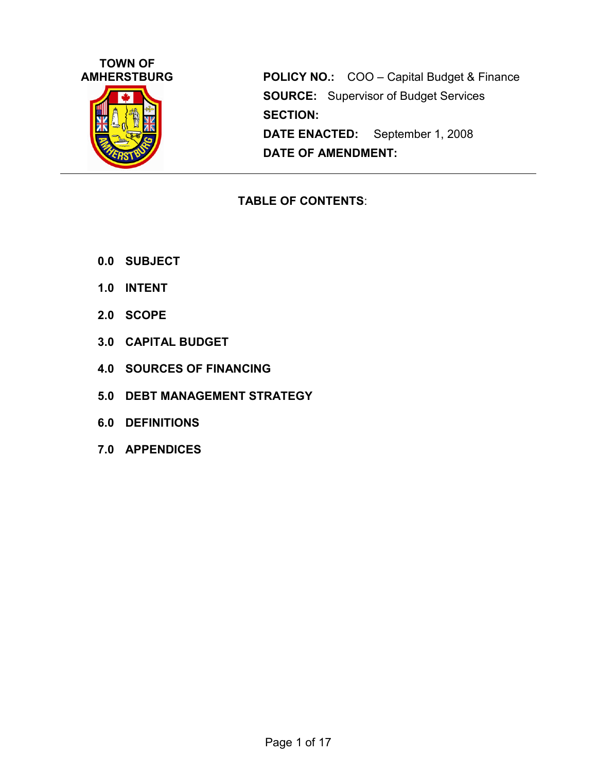**TOWN OF AMHERSTBURG**

**POLICY NO.:** COO – Capital Budget & Finance

**SOURCE:** Supervisor of Budget Services

**SECTION:**

**DATE ENACTED:** September 1, 2008

**DATE OF AMENDMENT:**

---

## TABLE OF CONTENTS:

**0.0 SUBJECT**

**1.0 INTENT**

**2.0 SCOPE**

**3.0 CAPITAL BUDGET**

**4.0 SOURCES OF FINANCING**

**5.0 DEBT MANAGEMENT STRATEGY**

**6.0 DEFINITIONS**

**7.0 APPENDICES**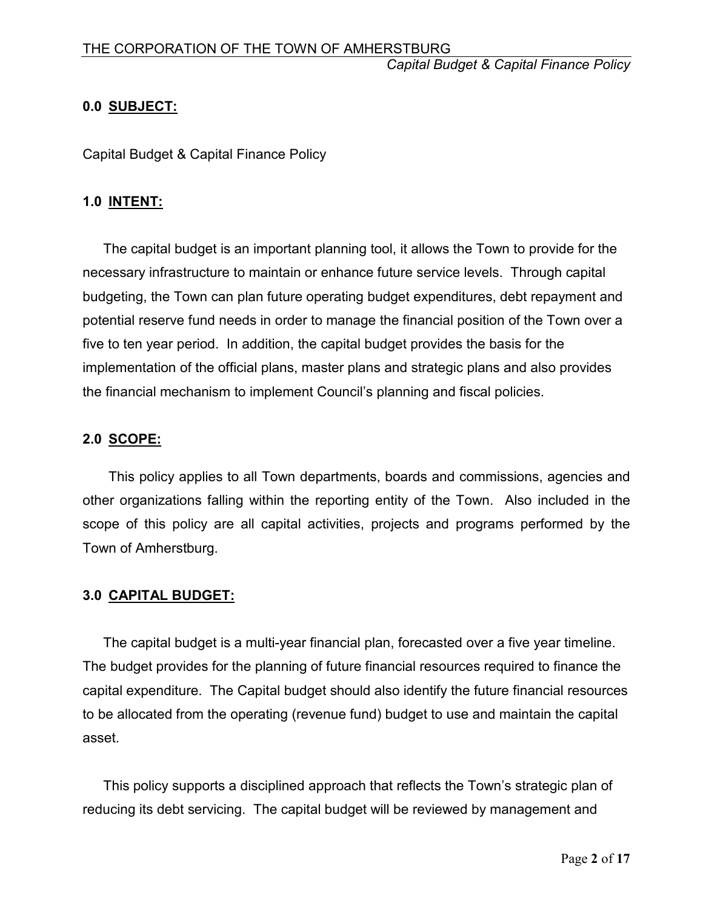## 0.0 SUBJECT:

Capital Budget & Capital Finance Policy

## 1.0 INTENT:

The capital budget is an important planning tool, it allows the Town to provide for the necessary infrastructure to maintain or enhance future service levels. Through capital budgeting, the Town can plan future operating budget expenditures, debt repayment and potential reserve fund needs in order to manage the financial position of the Town over a five to ten year period. In addition, the capital budget provides the basis for the implementation of the official plans, master plans and strategic plans and also provides the financial mechanism to implement Council's planning and fiscal policies.

## 2.0 SCOPE:

This policy applies to all Town departments, boards and commissions, agencies and other organizations falling within the reporting entity of the Town. Also included in the scope of this policy are all capital activities, projects and programs performed by the Town of Amherstburg.

## 3.0 CAPITAL BUDGET:

The capital budget is a multi-year financial plan, forecasted over a five year timeline. The budget provides for the planning of future financial resources required to finance the capital expenditure. The Capital budget should also identify the future financial resources to be allocated from the operating (revenue fund) budget to use and maintain the capital asset.

This policy supports a disciplined approach that reflects the Town's strategic plan of reducing its debt servicing. The capital budget will be reviewed by management and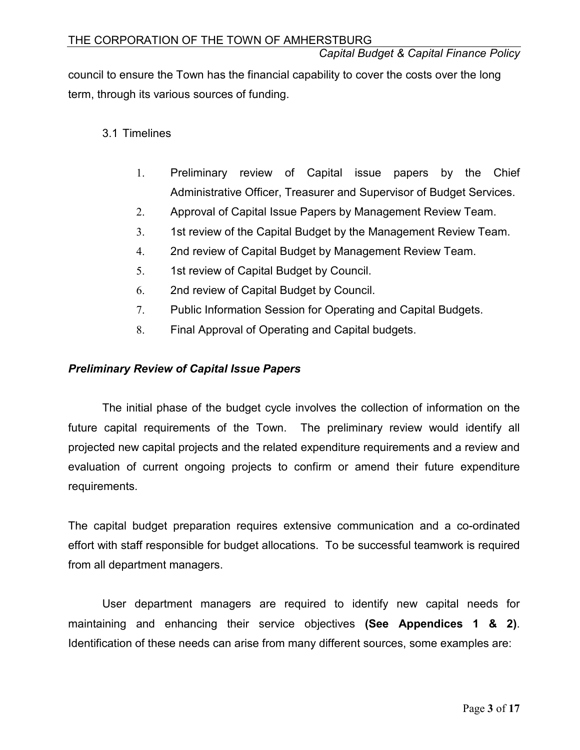council to ensure the Town has the financial capability to cover the costs over the long term, through its various sources of funding.

### 3.1 Timelines

1. Preliminary review of Capital issue papers by the Chief Administrative Officer, Treasurer and Supervisor of Budget Services.
2. Approval of Capital Issue Papers by Management Review Team.
3. 1st review of the Capital Budget by the Management Review Team.
4. 2nd review of Capital Budget by Management Review Team.
5. 1st review of Capital Budget by Council.
6. 2nd review of Capital Budget by Council.
7. Public Information Session for Operating and Capital Budgets.
8. Final Approval of Operating and Capital budgets.

***Preliminary Review of Capital Issue Papers***

The initial phase of the budget cycle involves the collection of information on the future capital requirements of the Town. The preliminary review would identify all projected new capital projects and the related expenditure requirements and a review and evaluation of current ongoing projects to confirm or amend their future expenditure requirements.

The capital budget preparation requires extensive communication and a co-ordinated effort with staff responsible for budget allocations. To be successful teamwork is required from all department managers.

User department managers are required to identify new capital needs for maintaining and enhancing their service objectives **(See Appendices 1 & 2)**. Identification of these needs can arise from many different sources, some examples are: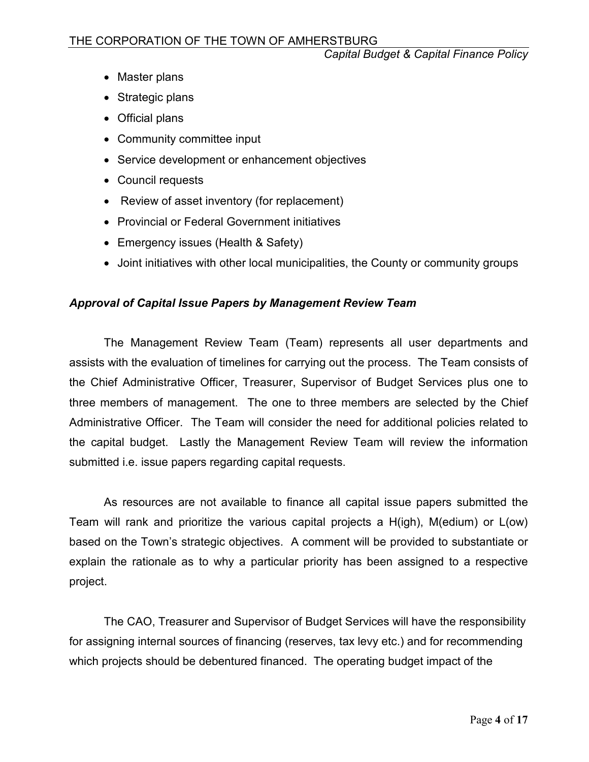- Master plans
- Strategic plans
- Official plans
- Community committee input
- Service development or enhancement objectives
- Council requests
- Review of asset inventory (for replacement)
- Provincial or Federal Government initiatives
- Emergency issues (Health & Safety)
- Joint initiatives with other local municipalities, the County or community groups

***Approval of Capital Issue Papers by Management Review Team***

The Management Review Team (Team) represents all user departments and assists with the evaluation of timelines for carrying out the process. The Team consists of the Chief Administrative Officer, Treasurer, Supervisor of Budget Services plus one to three members of management. The one to three members are selected by the Chief Administrative Officer. The Team will consider the need for additional policies related to the capital budget. Lastly the Management Review Team will review the information submitted i.e. issue papers regarding capital requests.

As resources are not available to finance all capital issue papers submitted the Team will rank and prioritize the various capital projects a H(igh), M(edium) or L(ow) based on the Town's strategic objectives. A comment will be provided to substantiate or explain the rationale as to why a particular priority has been assigned to a respective project.

The CAO, Treasurer and Supervisor of Budget Services will have the responsibility for assigning internal sources of financing (reserves, tax levy etc.) and for recommending which projects should be debentured financed. The operating budget impact of the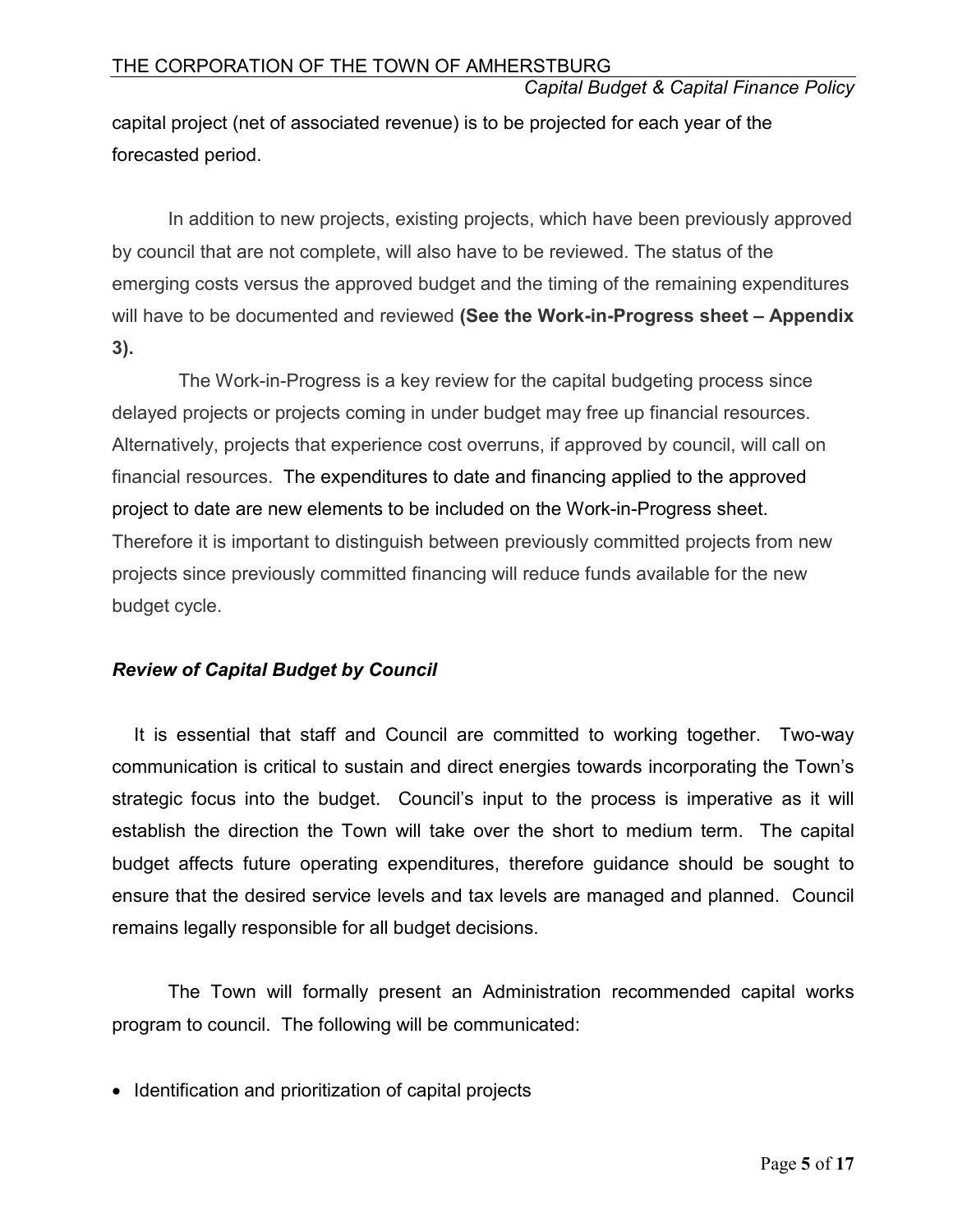capital project (net of associated revenue) is to be projected for each year of the forecasted period.

In addition to new projects, existing projects, which have been previously approved by council that are not complete, will also have to be reviewed. The status of the emerging costs versus the approved budget and the timing of the remaining expenditures will have to be documented and reviewed **(See the Work-in-Progress sheet – Appendix 3).**

The Work-in-Progress is a key review for the capital budgeting process since delayed projects or projects coming in under budget may free up financial resources. Alternatively, projects that experience cost overruns, if approved by council, will call on financial resources. The expenditures to date and financing applied to the approved project to date are new elements to be included on the Work-in-Progress sheet. Therefore it is important to distinguish between previously committed projects from new projects since previously committed financing will reduce funds available for the new budget cycle.

### *Review of Capital Budget by Council*

It is essential that staff and Council are committed to working together. Two-way communication is critical to sustain and direct energies towards incorporating the Town's strategic focus into the budget. Council's input to the process is imperative as it will establish the direction the Town will take over the short to medium term. The capital budget affects future operating expenditures, therefore guidance should be sought to ensure that the desired service levels and tax levels are managed and planned. Council remains legally responsible for all budget decisions.

The Town will formally present an Administration recommended capital works program to council. The following will be communicated:

- Identification and prioritization of capital projects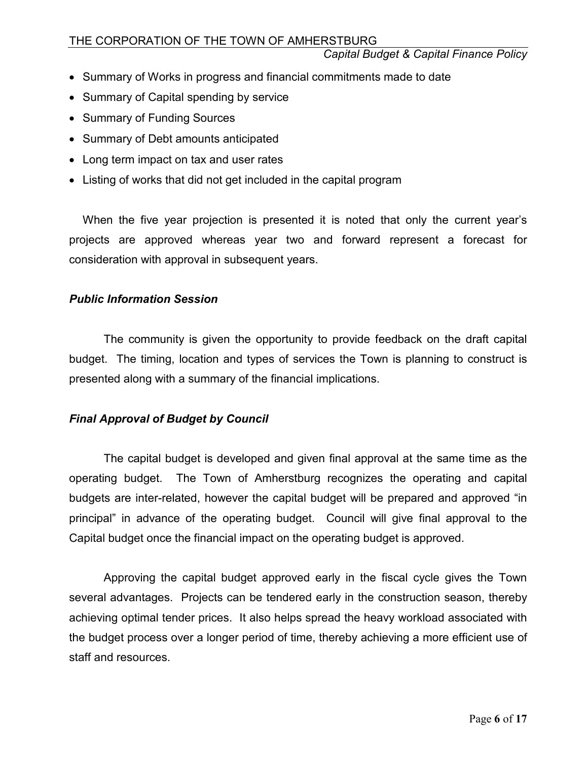- Summary of Works in progress and financial commitments made to date
- Summary of Capital spending by service
- Summary of Funding Sources
- Summary of Debt amounts anticipated
- Long term impact on tax and user rates
- Listing of works that did not get included in the capital program

When the five year projection is presented it is noted that only the current year's projects are approved whereas year two and forward represent a forecast for consideration with approval in subsequent years.

***Public Information Session***

The community is given the opportunity to provide feedback on the draft capital budget. The timing, location and types of services the Town is planning to construct is presented along with a summary of the financial implications.

***Final Approval of Budget by Council***

The capital budget is developed and given final approval at the same time as the operating budget. The Town of Amherstburg recognizes the operating and capital budgets are inter-related, however the capital budget will be prepared and approved "in principal" in advance of the operating budget. Council will give final approval to the Capital budget once the financial impact on the operating budget is approved.

Approving the capital budget approved early in the fiscal cycle gives the Town several advantages. Projects can be tendered early in the construction season, thereby achieving optimal tender prices. It also helps spread the heavy workload associated with the budget process over a longer period of time, thereby achieving a more efficient use of staff and resources.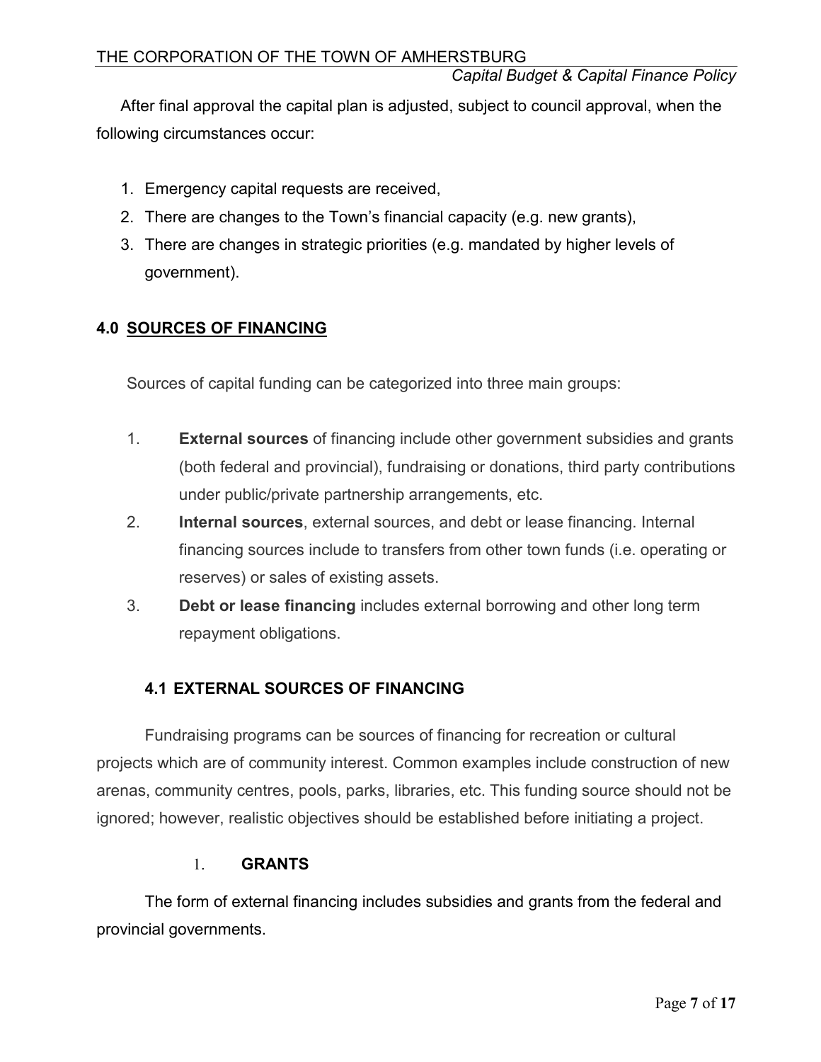After final approval the capital plan is adjusted, subject to council approval, when the following circumstances occur:

1. Emergency capital requests are received,
2. There are changes to the Town's financial capacity (e.g. new grants),
3. There are changes in strategic priorities (e.g. mandated by higher levels of government).

## 4.0 SOURCES OF FINANCING

Sources of capital funding can be categorized into three main groups:

1. **External sources** of financing include other government subsidies and grants (both federal and provincial), fundraising or donations, third party contributions under public/private partnership arrangements, etc.
2. **Internal sources**, external sources, and debt or lease financing. Internal financing sources include to transfers from other town funds (i.e. operating or reserves) or sales of existing assets.
3. **Debt or lease financing** includes external borrowing and other long term repayment obligations.

### 4.1 EXTERNAL SOURCES OF FINANCING

Fundraising programs can be sources of financing for recreation or cultural projects which are of community interest. Common examples include construction of new arenas, community centres, pools, parks, libraries, etc. This funding source should not be ignored; however, realistic objectives should be established before initiating a project.

1. **GRANTS**

The form of external financing includes subsidies and grants from the federal and provincial governments.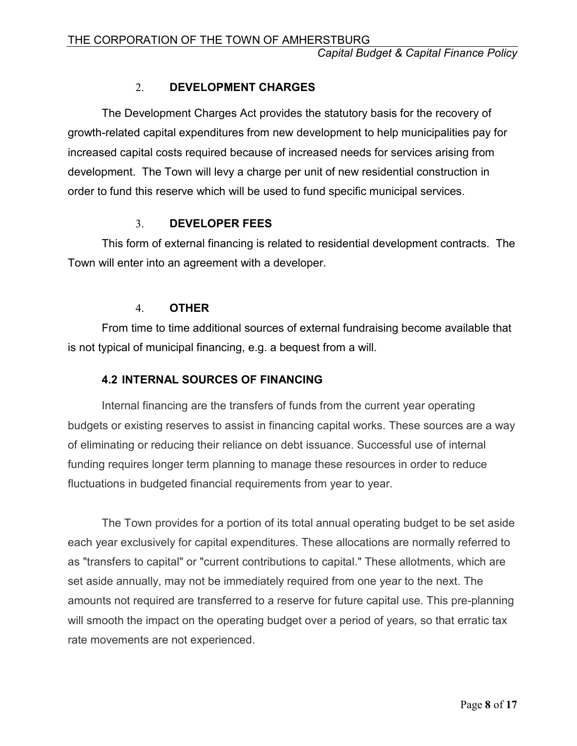### 2. DEVELOPMENT CHARGES

The Development Charges Act provides the statutory basis for the recovery of growth-related capital expenditures from new development to help municipalities pay for increased capital costs required because of increased needs for services arising from development. The Town will levy a charge per unit of new residential construction in order to fund this reserve which will be used to fund specific municipal services.

### 3. DEVELOPER FEES

This form of external financing is related to residential development contracts. The Town will enter into an agreement with a developer.

### 4. OTHER

From time to time additional sources of external fundraising become available that is not typical of municipal financing, e.g. a bequest from a will.

## 4.2 INTERNAL SOURCES OF FINANCING

Internal financing are the transfers of funds from the current year operating budgets or existing reserves to assist in financing capital works. These sources are a way of eliminating or reducing their reliance on debt issuance. Successful use of internal funding requires longer term planning to manage these resources in order to reduce fluctuations in budgeted financial requirements from year to year.

The Town provides for a portion of its total annual operating budget to be set aside each year exclusively for capital expenditures. These allocations are normally referred to as "transfers to capital" or "current contributions to capital." These allotments, which are set aside annually, may not be immediately required from one year to the next. The amounts not required are transferred to a reserve for future capital use. This pre-planning will smooth the impact on the operating budget over a period of years, so that erratic tax rate movements are not experienced.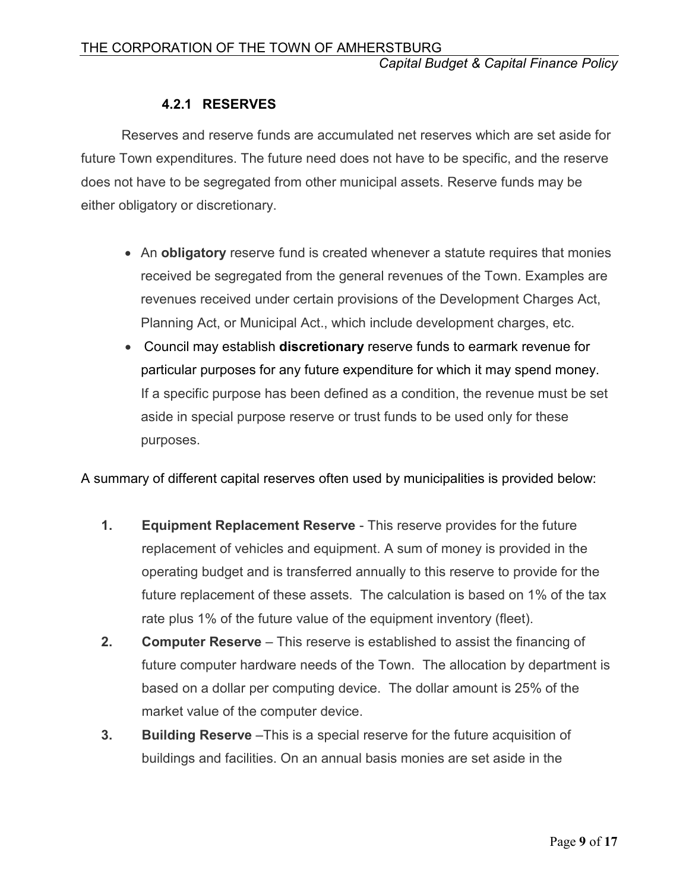#### 4.2.1 RESERVES

Reserves and reserve funds are accumulated net reserves which are set aside for future Town expenditures. The future need does not have to be specific, and the reserve does not have to be segregated from other municipal assets. Reserve funds may be either obligatory or discretionary.

- An **obligatory** reserve fund is created whenever a statute requires that monies received be segregated from the general revenues of the Town. Examples are revenues received under certain provisions of the Development Charges Act, Planning Act, or Municipal Act., which include development charges, etc.
- Council may establish **discretionary** reserve funds to earmark revenue for particular purposes for any future expenditure for which it may spend money. If a specific purpose has been defined as a condition, the revenue must be set aside in special purpose reserve or trust funds to be used only for these purposes.

A summary of different capital reserves often used by municipalities is provided below:

1. **Equipment Replacement Reserve** - This reserve provides for the future replacement of vehicles and equipment. A sum of money is provided in the operating budget and is transferred annually to this reserve to provide for the future replacement of these assets. The calculation is based on 1% of the tax rate plus 1% of the future value of the equipment inventory (fleet).
2. **Computer Reserve** – This reserve is established to assist the financing of future computer hardware needs of the Town. The allocation by department is based on a dollar per computing device. The dollar amount is 25% of the market value of the computer device.
3. **Building Reserve** –This is a special reserve for the future acquisition of buildings and facilities. On an annual basis monies are set aside in the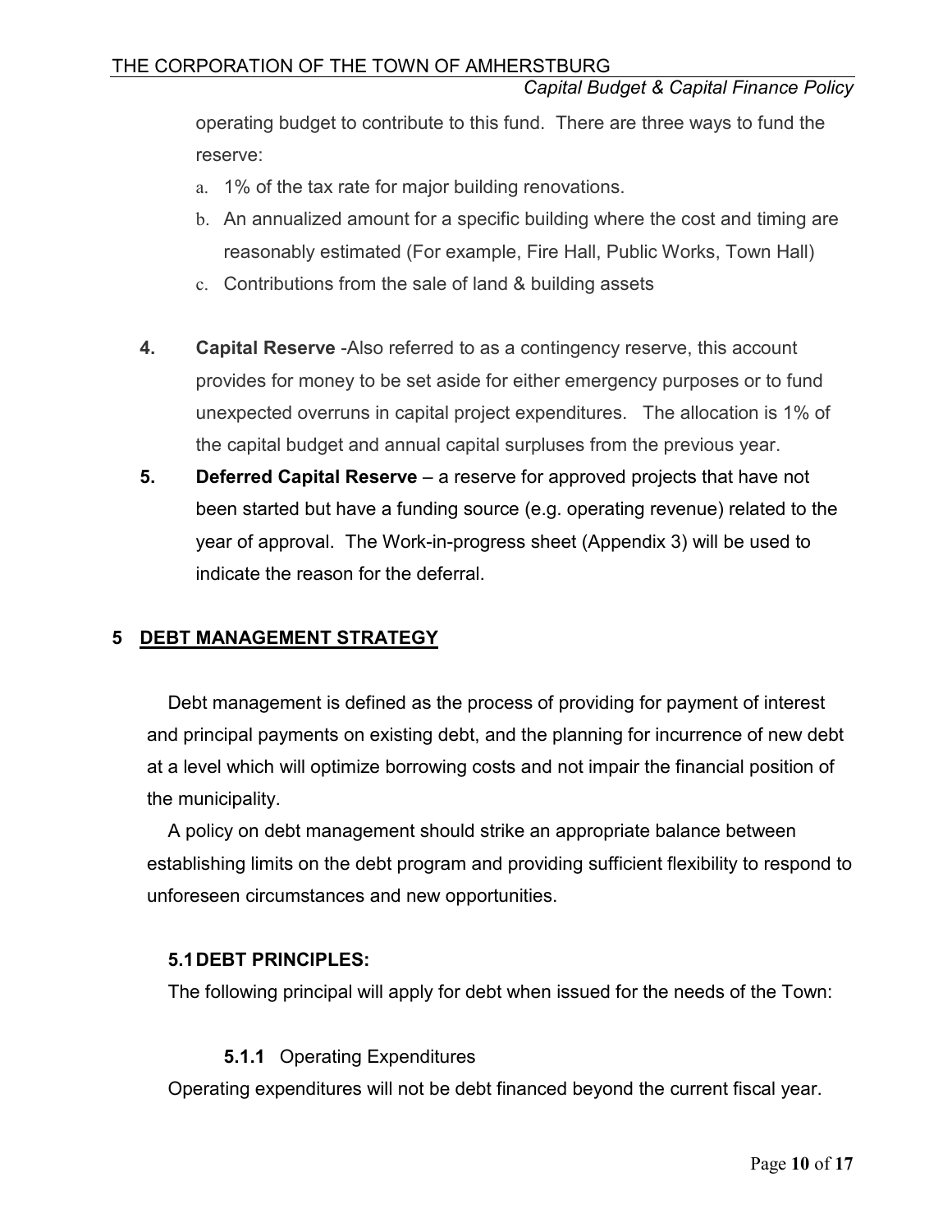operating budget to contribute to this fund. There are three ways to fund the reserve:

a. 1% of the tax rate for major building renovations.
b. An annualized amount for a specific building where the cost and timing are reasonably estimated (For example, Fire Hall, Public Works, Town Hall)
c. Contributions from the sale of land & building assets

4. **Capital Reserve** -Also referred to as a contingency reserve, this account provides for money to be set aside for either emergency purposes or to fund unexpected overruns in capital project expenditures. The allocation is 1% of the capital budget and annual capital surpluses from the previous year.
5. **Deferred Capital Reserve** – a reserve for approved projects that have not been started but have a funding source (e.g. operating revenue) related to the year of approval. The Work-in-progress sheet (Appendix 3) will be used to indicate the reason for the deferral.

## 5 DEBT MANAGEMENT STRATEGY

Debt management is defined as the process of providing for payment of interest and principal payments on existing debt, and the planning for incurrence of new debt at a level which will optimize borrowing costs and not impair the financial position of the municipality.

A policy on debt management should strike an appropriate balance between establishing limits on the debt program and providing sufficient flexibility to respond to unforeseen circumstances and new opportunities.

### 5.1 DEBT PRINCIPLES:

The following principal will apply for debt when issued for the needs of the Town:

#### 5.1.1 Operating Expenditures

Operating expenditures will not be debt financed beyond the current fiscal year.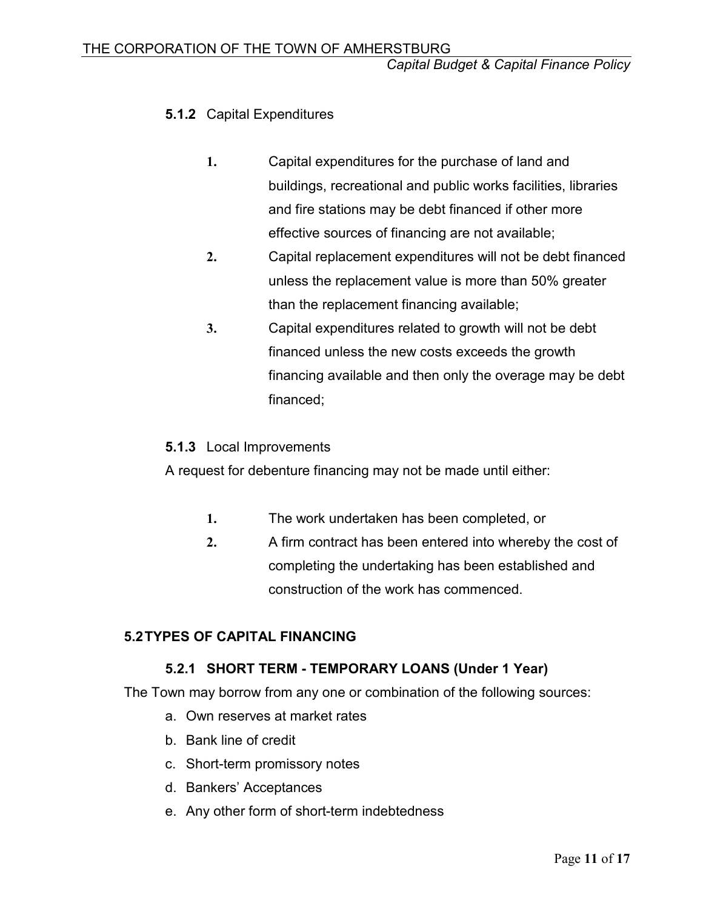#### 5.1.2 Capital Expenditures

1. Capital expenditures for the purchase of land and buildings, recreational and public works facilities, libraries and fire stations may be debt financed if other more effective sources of financing are not available;
2. Capital replacement expenditures will not be debt financed unless the replacement value is more than 50% greater than the replacement financing available;
3. Capital expenditures related to growth will not be debt financed unless the new costs exceeds the growth financing available and then only the overage may be debt financed;

#### 5.1.3 Local Improvements

A request for debenture financing may not be made until either:

1. The work undertaken has been completed, or
2. A firm contract has been entered into whereby the cost of completing the undertaking has been established and construction of the work has commenced.

### 5.2 TYPES OF CAPITAL FINANCING

#### 5.2.1 SHORT TERM - TEMPORARY LOANS (Under 1 Year)

The Town may borrow from any one or combination of the following sources:

a. Own reserves at market rates
b. Bank line of credit
c. Short-term promissory notes
d. Bankers' Acceptances
e. Any other form of short-term indebtedness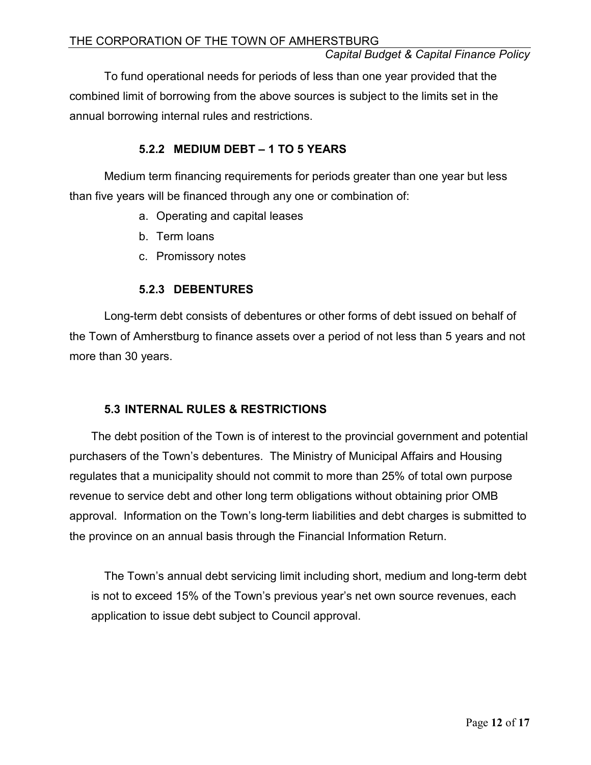To fund operational needs for periods of less than one year provided that the combined limit of borrowing from the above sources is subject to the limits set in the annual borrowing internal rules and restrictions.

#### 5.2.2 MEDIUM DEBT – 1 TO 5 YEARS

Medium term financing requirements for periods greater than one year but less than five years will be financed through any one or combination of:

a. Operating and capital leases
b. Term loans
c. Promissory notes

#### 5.2.3 DEBENTURES

Long-term debt consists of debentures or other forms of debt issued on behalf of the Town of Amherstburg to finance assets over a period of not less than 5 years and not more than 30 years.

### 5.3 INTERNAL RULES & RESTRICTIONS

The debt position of the Town is of interest to the provincial government and potential purchasers of the Town's debentures. The Ministry of Municipal Affairs and Housing regulates that a municipality should not commit to more than 25% of total own purpose revenue to service debt and other long term obligations without obtaining prior OMB approval. Information on the Town's long-term liabilities and debt charges is submitted to the province on an annual basis through the Financial Information Return.

The Town's annual debt servicing limit including short, medium and long-term debt is not to exceed 15% of the Town's previous year's net own source revenues, each application to issue debt subject to Council approval.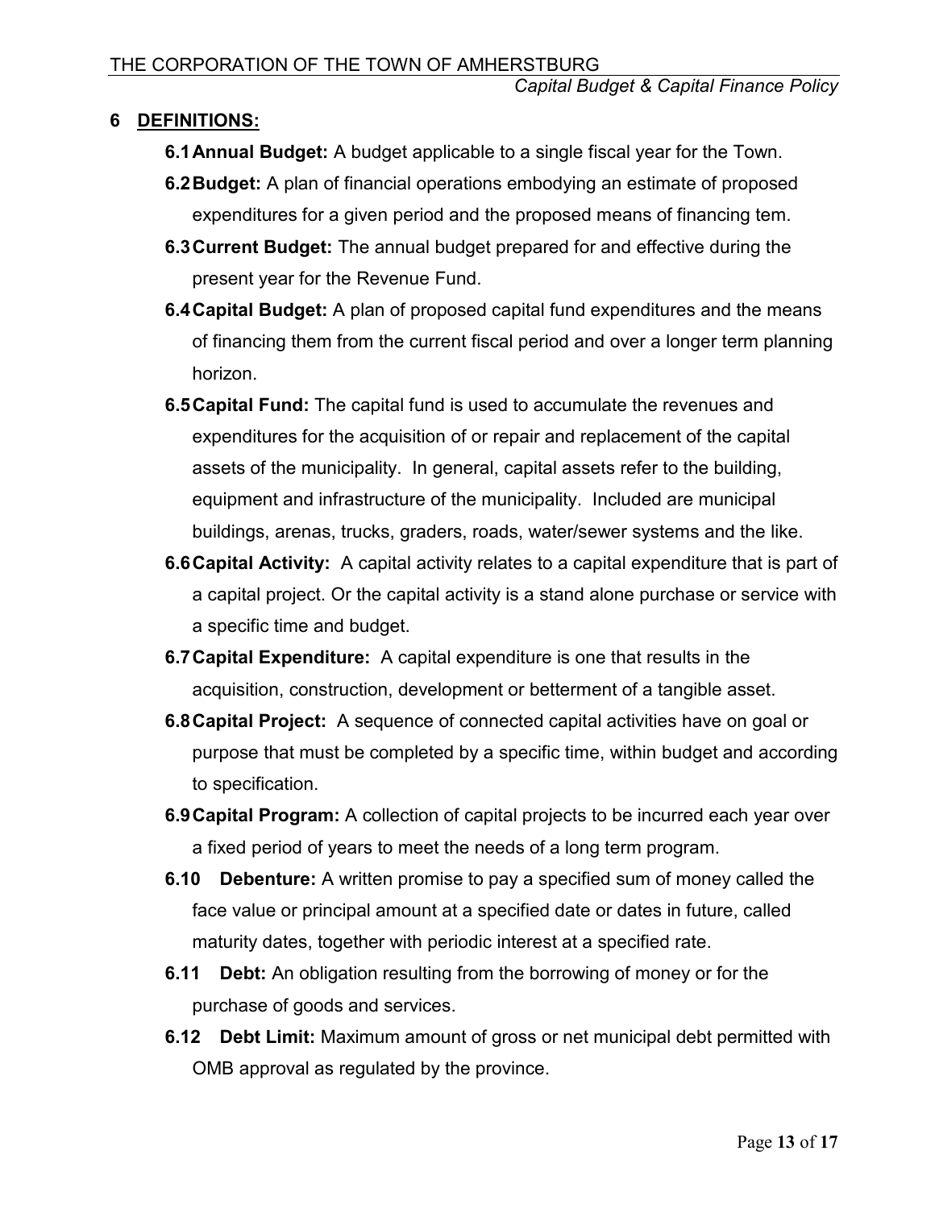## 6 DEFINITIONS:

**6.1 Annual Budget:** A budget applicable to a single fiscal year for the Town.

**6.2 Budget:** A plan of financial operations embodying an estimate of proposed expenditures for a given period and the proposed means of financing tem.

**6.3 Current Budget:** The annual budget prepared for and effective during the present year for the Revenue Fund.

**6.4 Capital Budget:** A plan of proposed capital fund expenditures and the means of financing them from the current fiscal period and over a longer term planning horizon.

**6.5 Capital Fund:** The capital fund is used to accumulate the revenues and expenditures for the acquisition of or repair and replacement of the capital assets of the municipality. In general, capital assets refer to the building, equipment and infrastructure of the municipality. Included are municipal buildings, arenas, trucks, graders, roads, water/sewer systems and the like.

**6.6 Capital Activity:** A capital activity relates to a capital expenditure that is part of a capital project. Or the capital activity is a stand alone purchase or service with a specific time and budget.

**6.7 Capital Expenditure:** A capital expenditure is one that results in the acquisition, construction, development or betterment of a tangible asset.

**6.8 Capital Project:** A sequence of connected capital activities have on goal or purpose that must be completed by a specific time, within budget and according to specification.

**6.9 Capital Program:** A collection of capital projects to be incurred each year over a fixed period of years to meet the needs of a long term program.

**6.10 Debenture:** A written promise to pay a specified sum of money called the face value or principal amount at a specified date or dates in future, called maturity dates, together with periodic interest at a specified rate.

**6.11 Debt:** An obligation resulting from the borrowing of money or for the purchase of goods and services.

**6.12 Debt Limit:** Maximum amount of gross or net municipal debt permitted with OMB approval as regulated by the province.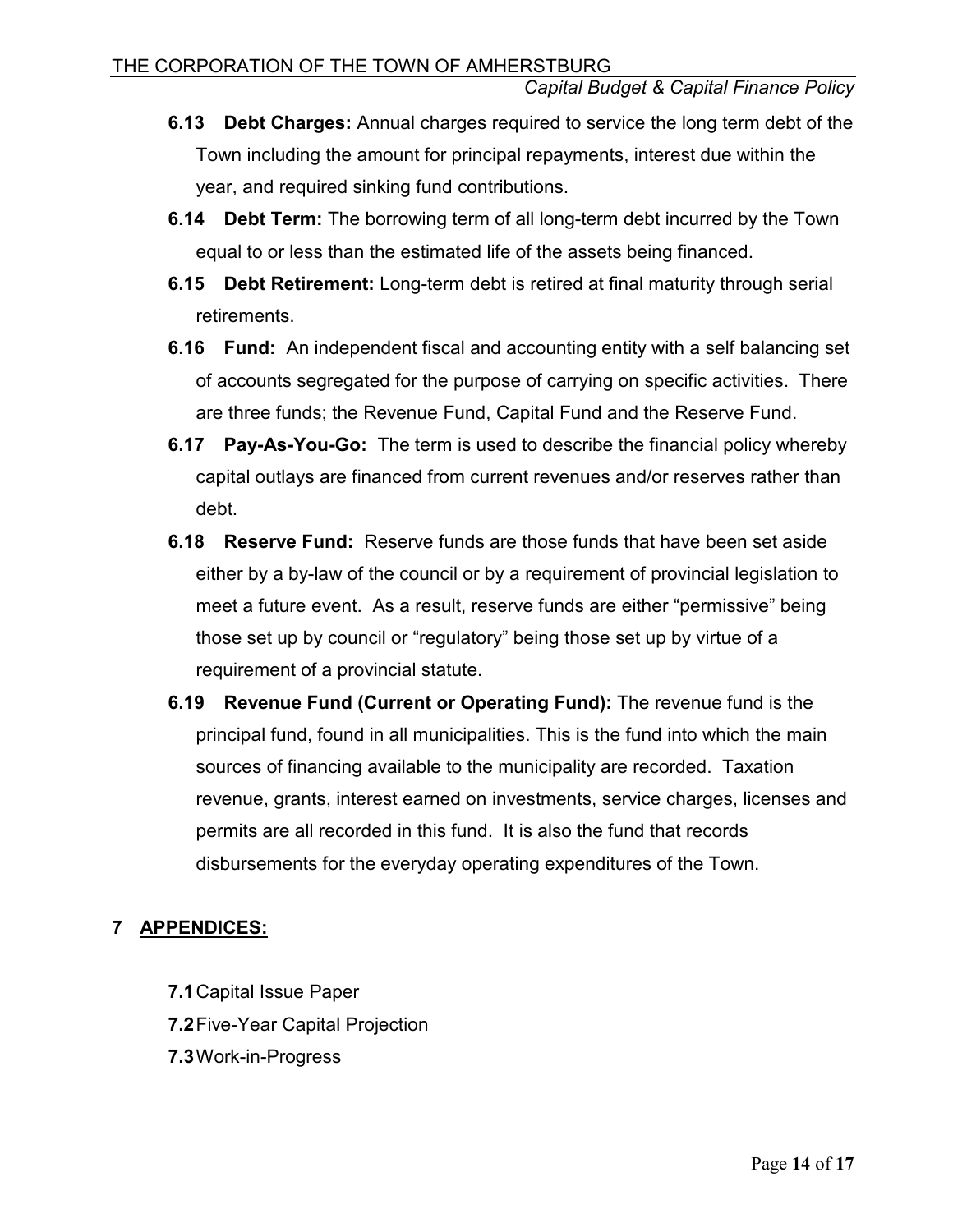**6.13 Debt Charges:** Annual charges required to service the long term debt of the Town including the amount for principal repayments, interest due within the year, and required sinking fund contributions.

**6.14 Debt Term:** The borrowing term of all long-term debt incurred by the Town equal to or less than the estimated life of the assets being financed.

**6.15 Debt Retirement:** Long-term debt is retired at final maturity through serial retirements.

**6.16 Fund:** An independent fiscal and accounting entity with a self balancing set of accounts segregated for the purpose of carrying on specific activities. There are three funds; the Revenue Fund, Capital Fund and the Reserve Fund.

**6.17 Pay-As-You-Go:** The term is used to describe the financial policy whereby capital outlays are financed from current revenues and/or reserves rather than debt.

**6.18 Reserve Fund:** Reserve funds are those funds that have been set aside either by a by-law of the council or by a requirement of provincial legislation to meet a future event. As a result, reserve funds are either "permissive" being those set up by council or "regulatory" being those set up by virtue of a requirement of a provincial statute.

**6.19 Revenue Fund (Current or Operating Fund):** The revenue fund is the principal fund, found in all municipalities. This is the fund into which the main sources of financing available to the municipality are recorded. Taxation revenue, grants, interest earned on investments, service charges, licenses and permits are all recorded in this fund. It is also the fund that records disbursements for the everyday operating expenditures of the Town.

## 7 APPENDICES:

**7.1** Capital Issue Paper

**7.2** Five-Year Capital Projection

**7.3** Work-in-Progress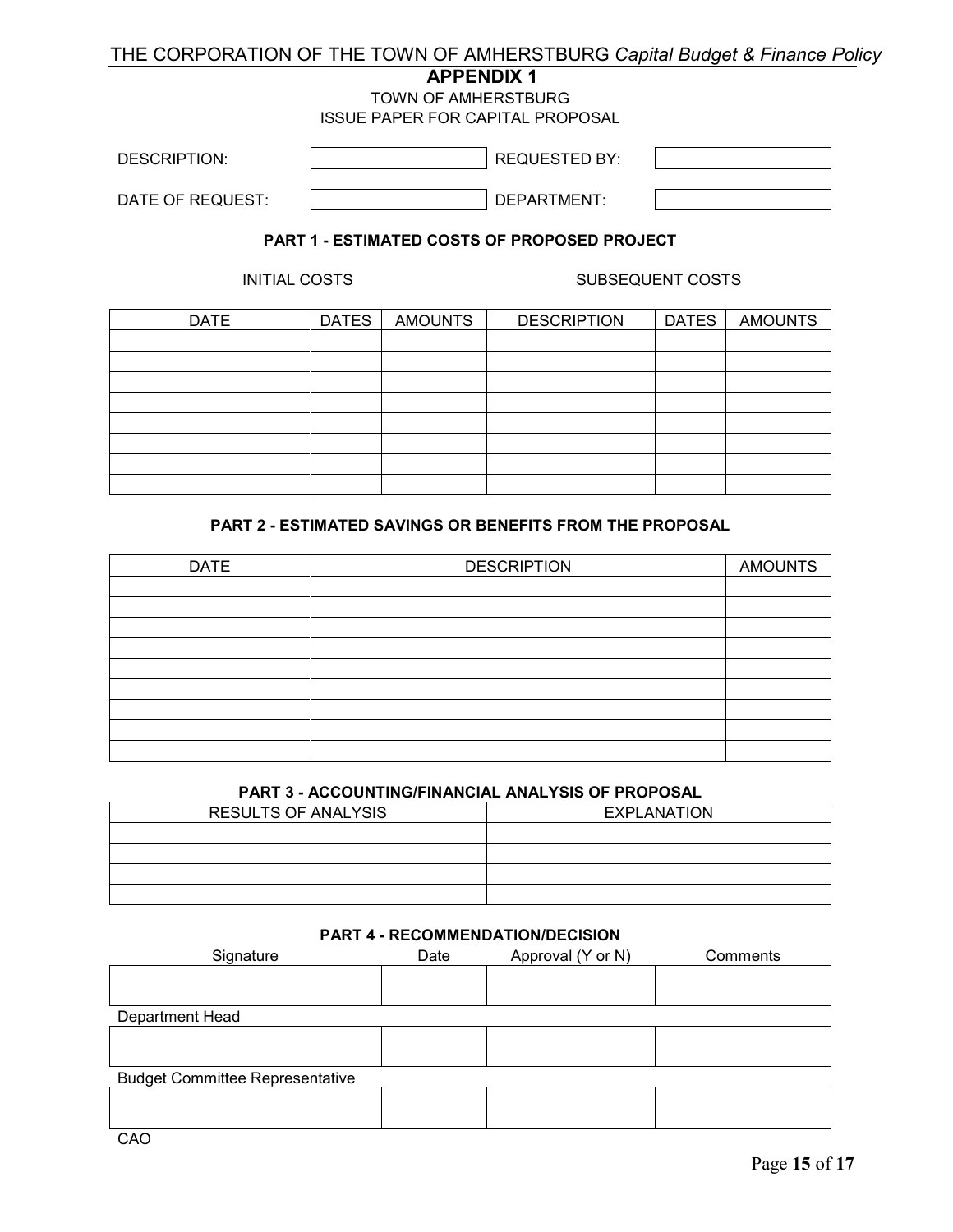# APPENDIX 1

TOWN OF AMHERSTBURG

ISSUE PAPER FOR CAPITAL PROPOSAL

| DESCRIPTION: | | REQUESTED BY: | |
|---|---|---|---|
| DATE OF REQUEST: | | DEPARTMENT: | |

### PART 1 - ESTIMATED COSTS OF PROPOSED PROJECT

| INITIAL COSTS | | | SUBSEQUENT COSTS | | |
|---|---|---|---|---|---|
| DATE | DATES | AMOUNTS | DESCRIPTION | DATES | AMOUNTS |
| | | | | | |
| | | | | | |
| | | | | | |
| | | | | | |
| | | | | | |
| | | | | | |
| | | | | | |
| | | | | | |

### PART 2 - ESTIMATED SAVINGS OR BENEFITS FROM THE PROPOSAL

| DATE | DESCRIPTION | AMOUNTS |
|---|---|---|
| | | |
| | | |
| | | |
| | | |
| | | |
| | | |
| | | |
| | | |
| | | |

### PART 3 - ACCOUNTING/FINANCIAL ANALYSIS OF PROPOSAL

| RESULTS OF ANALYSIS | EXPLANATION |
|---|---|
| | |
| | |
| | |
| | |

### PART 4 - RECOMMENDATION/DECISION

| Signature | Date | Approval (Y or N) | Comments |
|---|---|---|---|
| | | | |
| Department Head | | | |
| | | | |
| Budget Committee Representative | | | |
| | | | |
| CAO | | | |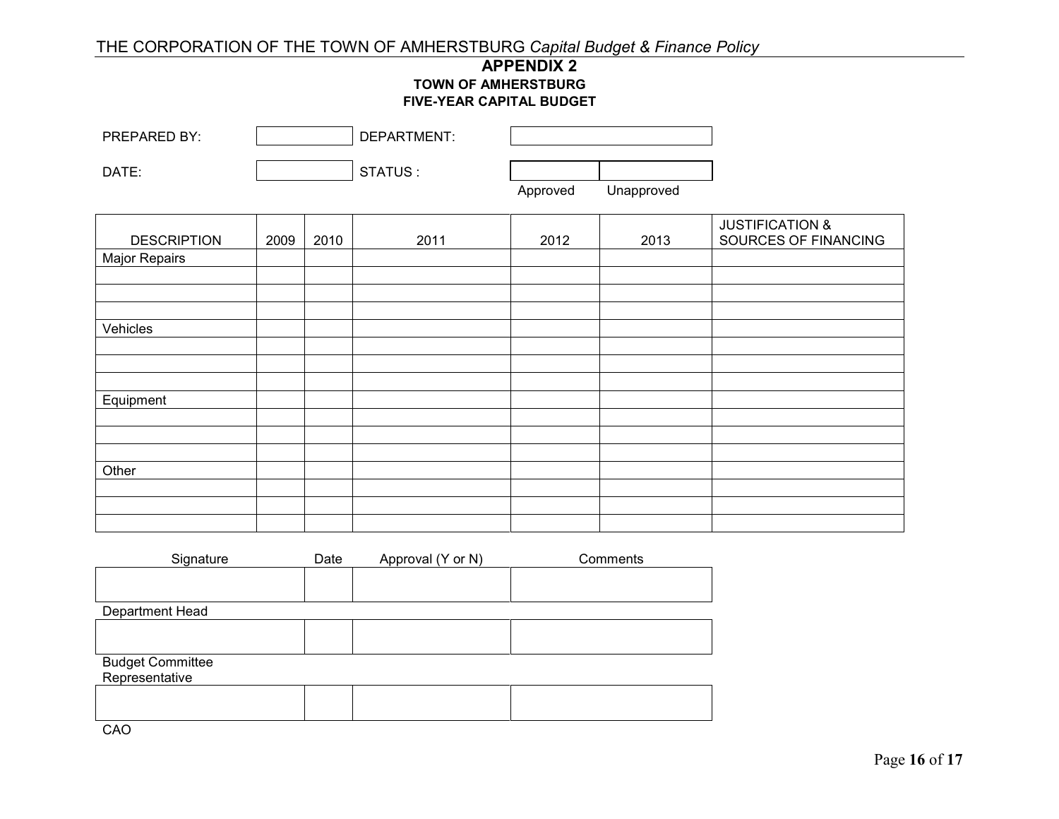## APPENDIX 2

### TOWN OF AMHERSTBURG
### FIVE-YEAR CAPITAL BUDGET

| PREPARED BY: | | DEPARTMENT: | |
|---|---|---|---|
| DATE: | | STATUS : | Approved / Unapproved |

| DESCRIPTION | 2009 | 2010 | 2011 | 2012 | 2013 | JUSTIFICATION & SOURCES OF FINANCING |
|---|---|---|---|---|---|---|
| Major Repairs | | | | | | |
| | | | | | | |
| | | | | | | |
| | | | | | | |
| Vehicles | | | | | | |
| | | | | | | |
| | | | | | | |
| | | | | | | |
| Equipment | | | | | | |
| | | | | | | |
| | | | | | | |
| | | | | | | |
| Other | | | | | | |
| | | | | | | |
| | | | | | | |
| | | | | | | |

| Signature | Date | Approval (Y or N) | Comments |
|---|---|---|---|
| | | | |
| Department Head | | | |
| | | | |
| Budget Committee Representative | | | |
| | | | |
| CAO | | | |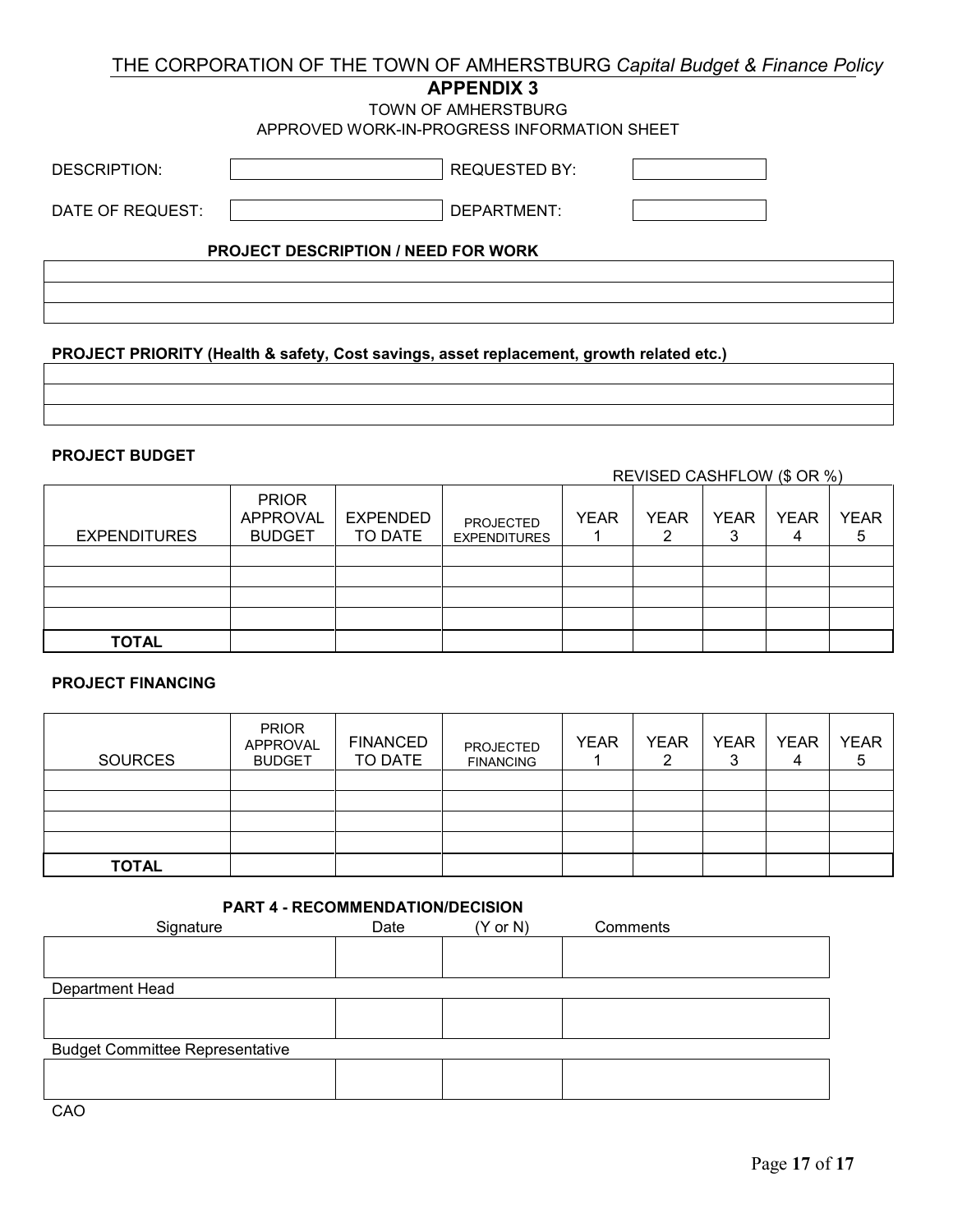THE CORPORATION OF THE TOWN OF AMHERSTBURG *Capital Budget & Finance Policy*

## APPENDIX 3

TOWN OF AMHERSTBURG

APPROVED WORK-IN-PROGRESS INFORMATION SHEET

| | | | |
|---|---|---|---|
| DESCRIPTION: | | REQUESTED BY: | |
| DATE OF REQUEST: | | DEPARTMENT: | |

**PROJECT DESCRIPTION / NEED FOR WORK**

| |
|---|
| |
| |
| |

**PROJECT PRIORITY (Health & safety, Cost savings, asset replacement, growth related etc.)**

| |
|---|
| |
| |
| |

**PROJECT BUDGET**

| | | | | REVISED CASHFLOW ($ OR %) | | | | |
|---|---|---|---|---|---|---|---|---|
| EXPENDITURES | PRIOR APPROVAL BUDGET | EXPENDED TO DATE | PROJECTED EXPENDITURES | YEAR 1 | YEAR 2 | YEAR 3 | YEAR 4 | YEAR 5 |
| | | | | | | | | |
| | | | | | | | | |
| | | | | | | | | |
| | | | | | | | | |
| **TOTAL** | | | | | | | | |

**PROJECT FINANCING**

| SOURCES | PRIOR APPROVAL BUDGET | FINANCED TO DATE | PROJECTED FINANCING | YEAR 1 | YEAR 2 | YEAR 3 | YEAR 4 | YEAR 5 |
|---|---|---|---|---|---|---|---|---|
| | | | | | | | | |
| | | | | | | | | |
| | | | | | | | | |
| | | | | | | | | |
| **TOTAL** | | | | | | | | |

**PART 4 - RECOMMENDATION/DECISION**

| Signature | Date | (Y or N) | Comments |
|---|---|---|---|
| | | | |
| Department Head | | | |
| | | | |
| Budget Committee Representative | | | |
| | | | |
| CAO | | | |